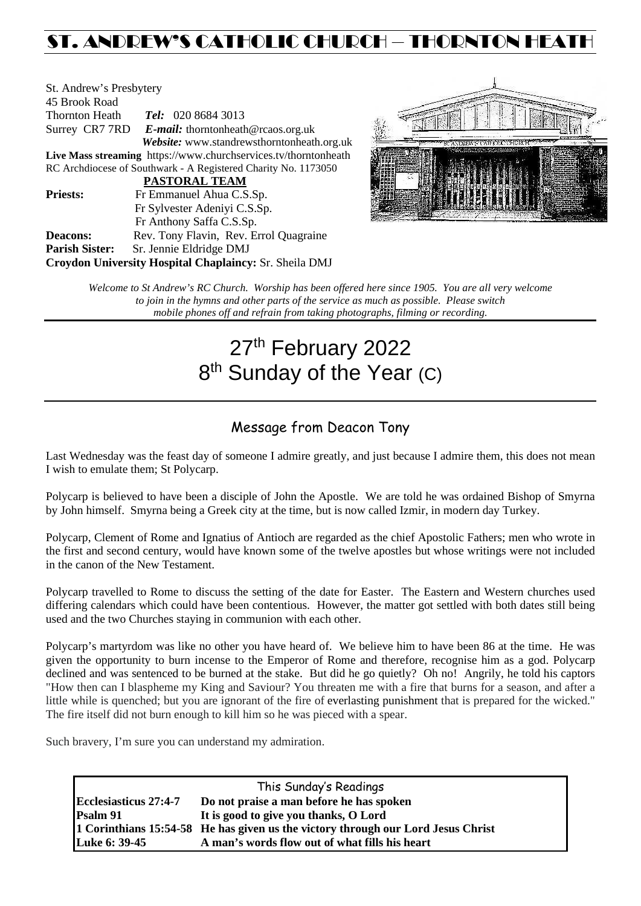# ST. ANDREW'S CATHOLIC CHURCH – THORNTON HEATH

St. Andrew's Presbytery
45 Brook Road
Thornton Heath *Tel:* 020 8684 3013
Surrey CR7 7RD *E-mail:* thorntonheath@rcaos.org.uk
*Website:* www.standrewsthorntonheath.org.uk
**Live Mass streaming** https://www.churchservices.tv/thorntonheath
RC Archdiocese of Southwark - A Registered Charity No. 1173050

**PASTORAL TEAM**

**Priests:** Fr Emmanuel Ahua C.S.Sp.
Fr Sylvester Adeniyi C.S.Sp.
Fr Anthony Saffa C.S.Sp.
**Deacons:** Rev. Tony Flavin, Rev. Errol Quagraine
**Parish Sister:** Sr. Jennie Eldridge DMJ
**Croydon University Hospital Chaplaincy:** Sr. Sheila DMJ

*Welcome to St Andrew's RC Church. Worship has been offered here since 1905. You are all very welcome to join in the hymns and other parts of the service as much as possible. Please switch mobile phones off and refrain from taking photographs, filming or recording.*

# 27th February 2022
# 8th Sunday of the Year (C)

## Message from Deacon Tony

Last Wednesday was the feast day of someone I admire greatly, and just because I admire them, this does not mean I wish to emulate them; St Polycarp.

Polycarp is believed to have been a disciple of John the Apostle. We are told he was ordained Bishop of Smyrna by John himself. Smyrna being a Greek city at the time, but is now called Izmir, in modern day Turkey.

Polycarp, Clement of Rome and Ignatius of Antioch are regarded as the chief Apostolic Fathers; men who wrote in the first and second century, would have known some of the twelve apostles but whose writings were not included in the canon of the New Testament.

Polycarp travelled to Rome to discuss the setting of the date for Easter. The Eastern and Western churches used differing calendars which could have been contentious. However, the matter got settled with both dates still being used and the two Churches staying in communion with each other.

Polycarp's martyrdom was like no other you have heard of. We believe him to have been 86 at the time. He was given the opportunity to burn incense to the Emperor of Rome and therefore, recognise him as a god. Polycarp declined and was sentenced to be burned at the stake. But did he go quietly? Oh no! Angrily, he told his captors "How then can I blaspheme my King and Saviour? You threaten me with a fire that burns for a season, and after a little while is quenched; but you are ignorant of the fire of everlasting punishment that is prepared for the wicked." The fire itself did not burn enough to kill him so he was pieced with a spear.

Such bravery, I'm sure you can understand my admiration.

| This Sunday's Readings | |
|---|---|
| **Ecclesiasticus 27:4-7** | **Do not praise a man before he has spoken** |
| **Psalm 91** | **It is good to give you thanks, O Lord** |
| **1 Corinthians 15:54-58** | **He has given us the victory through our Lord Jesus Christ** |
| **Luke 6: 39-45** | **A man's words flow out of what fills his heart** |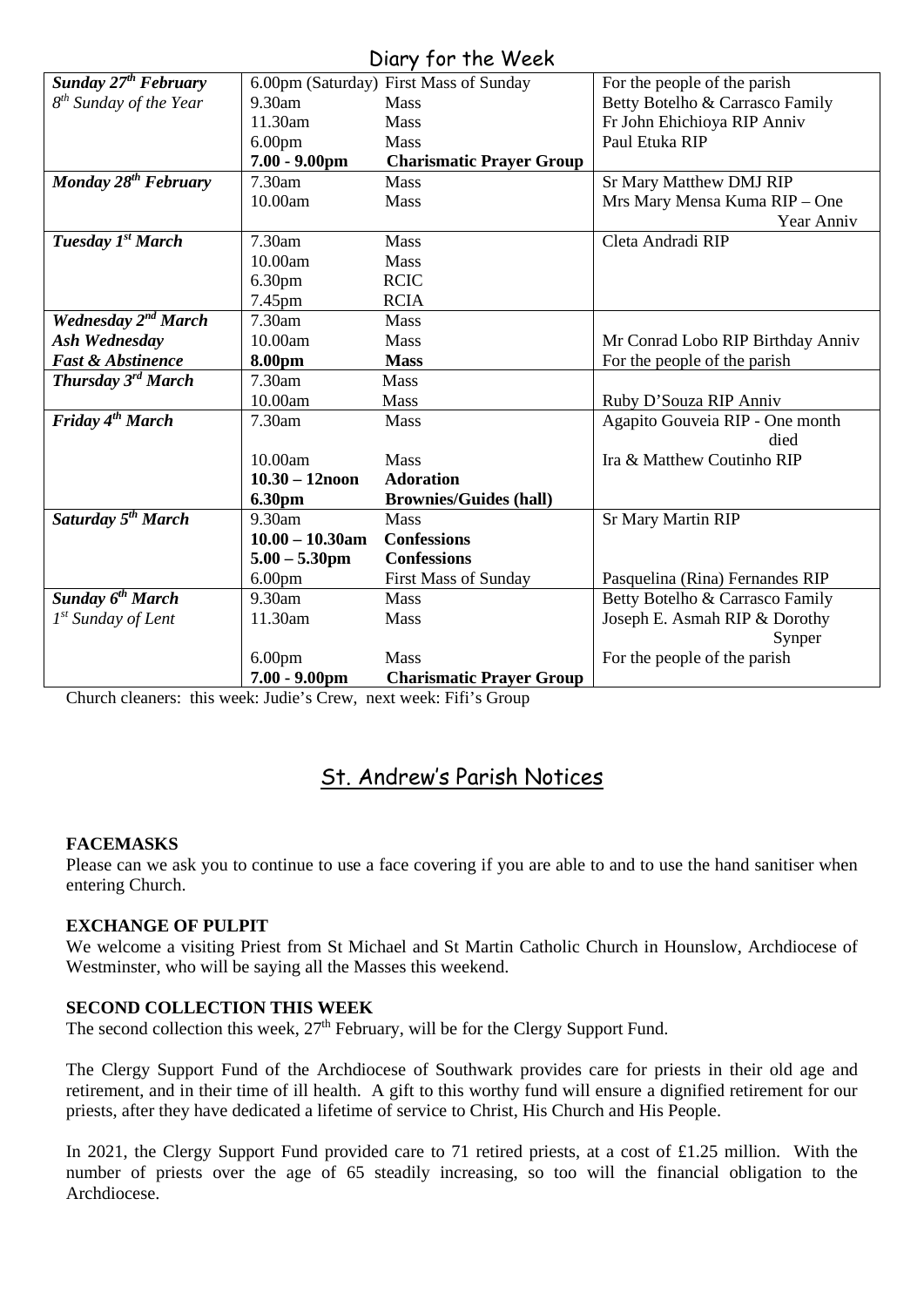## Diary for the Week

| | | | |
|---|---|---|---|
| ***Sunday 27th February*** | 6.00pm (Saturday) | First Mass of Sunday | For the people of the parish |
| *8th Sunday of the Year* | 9.30am | Mass | Betty Botelho & Carrasco Family |
| | 11.30am | Mass | Fr John Ehichioya RIP Anniv |
| | 6.00pm | Mass | Paul Etuka RIP |
| | **7.00 - 9.00pm** | **Charismatic Prayer Group** | |
| ***Monday 28th February*** | 7.30am | Mass | Sr Mary Matthew DMJ RIP |
| | 10.00am | Mass | Mrs Mary Mensa Kuma RIP – One Year Anniv |
| ***Tuesday 1st March*** | 7.30am | Mass | Cleta Andradi RIP |
| | 10.00am | Mass | |
| | 6.30pm | RCIC | |
| | 7.45pm | RCIA | |
| ***Wednesday 2nd March*** | 7.30am | Mass | |
| ***Ash Wednesday*** | 10.00am | Mass | Mr Conrad Lobo RIP Birthday Anniv |
| ***Fast & Abstinence*** | **8.00pm** | **Mass** | For the people of the parish |
| ***Thursday 3rd March*** | 7.30am | Mass | |
| | 10.00am | Mass | Ruby D'Souza RIP Anniv |
| ***Friday 4th March*** | 7.30am | Mass | Agapito Gouveia RIP - One month died |
| | 10.00am | Mass | Ira & Matthew Coutinho RIP |
| | **10.30 – 12noon** | **Adoration** | |
| | **6.30pm** | **Brownies/Guides (hall)** | |
| ***Saturday 5th March*** | 9.30am | Mass | Sr Mary Martin RIP |
| | **10.00 – 10.30am** | **Confessions** | |
| | **5.00 – 5.30pm** | **Confessions** | |
| | 6.00pm | First Mass of Sunday | Pasquelina (Rina) Fernandes RIP |
| ***Sunday 6th March*** | 9.30am | Mass | Betty Botelho & Carrasco Family |
| *1st Sunday of Lent* | 11.30am | Mass | Joseph E. Asmah RIP & Dorothy Synper |
| | 6.00pm | Mass | For the people of the parish |
| | **7.00 - 9.00pm** | **Charismatic Prayer Group** | |

Church cleaners: this week: Judie's Crew, next week: Fifi's Group

## St. Andrew's Parish Notices

**FACEMASKS**

Please can we ask you to continue to use a face covering if you are able to and to use the hand sanitiser when entering Church.

**EXCHANGE OF PULPIT**

We welcome a visiting Priest from St Michael and St Martin Catholic Church in Hounslow, Archdiocese of Westminster, who will be saying all the Masses this weekend.

**SECOND COLLECTION THIS WEEK**

The second collection this week, 27th February, will be for the Clergy Support Fund.

The Clergy Support Fund of the Archdiocese of Southwark provides care for priests in their old age and retirement, and in their time of ill health. A gift to this worthy fund will ensure a dignified retirement for our priests, after they have dedicated a lifetime of service to Christ, His Church and His People.

In 2021, the Clergy Support Fund provided care to 71 retired priests, at a cost of £1.25 million. With the number of priests over the age of 65 steadily increasing, so too will the financial obligation to the Archdiocese.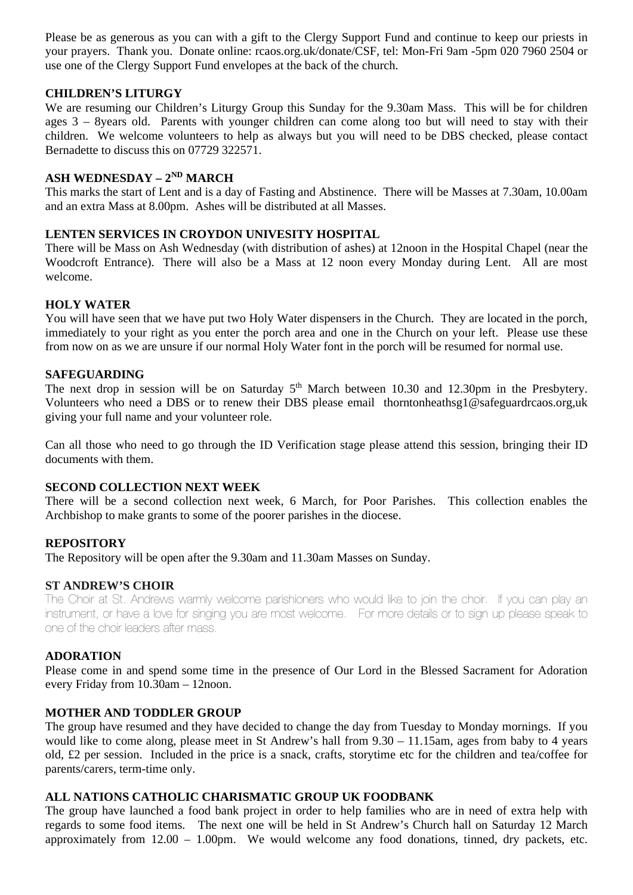Please be as generous as you can with a gift to the Clergy Support Fund and continue to keep our priests in your prayers. Thank you. Donate online: rcaos.org.uk/donate/CSF, tel: Mon-Fri 9am -5pm 020 7960 2504 or use one of the Clergy Support Fund envelopes at the back of the church.

**CHILDREN'S LITURGY**

We are resuming our Children's Liturgy Group this Sunday for the 9.30am Mass. This will be for children ages 3 – 8years old. Parents with younger children can come along too but will need to stay with their children. We welcome volunteers to help as always but you will need to be DBS checked, please contact Bernadette to discuss this on 07729 322571.

**ASH WEDNESDAY – 2ND MARCH**

This marks the start of Lent and is a day of Fasting and Abstinence. There will be Masses at 7.30am, 10.00am and an extra Mass at 8.00pm. Ashes will be distributed at all Masses.

**LENTEN SERVICES IN CROYDON UNIVESITY HOSPITAL**

There will be Mass on Ash Wednesday (with distribution of ashes) at 12noon in the Hospital Chapel (near the Woodcroft Entrance). There will also be a Mass at 12 noon every Monday during Lent. All are most welcome.

**HOLY WATER**

You will have seen that we have put two Holy Water dispensers in the Church. They are located in the porch, immediately to your right as you enter the porch area and one in the Church on your left. Please use these from now on as we are unsure if our normal Holy Water font in the porch will be resumed for normal use.

**SAFEGUARDING**

The next drop in session will be on Saturday 5th March between 10.30 and 12.30pm in the Presbytery. Volunteers who need a DBS or to renew their DBS please email thorntonheathsg1@safeguardrcaos.org,uk giving your full name and your volunteer role.

Can all those who need to go through the ID Verification stage please attend this session, bringing their ID documents with them.

**SECOND COLLECTION NEXT WEEK**

There will be a second collection next week, 6 March, for Poor Parishes. This collection enables the Archbishop to make grants to some of the poorer parishes in the diocese.

**REPOSITORY**

The Repository will be open after the 9.30am and 11.30am Masses on Sunday.

**ST ANDREW'S CHOIR**

The Choir at St. Andrews warmly welcome parishioners who would like to join the choir. If you can play an instrument, or have a love for singing you are most welcome. For more details or to sign up please speak to one of the choir leaders after mass.

**ADORATION**

Please come in and spend some time in the presence of Our Lord in the Blessed Sacrament for Adoration every Friday from 10.30am – 12noon.

**MOTHER AND TODDLER GROUP**

The group have resumed and they have decided to change the day from Tuesday to Monday mornings. If you would like to come along, please meet in St Andrew's hall from 9.30 – 11.15am, ages from baby to 4 years old, £2 per session. Included in the price is a snack, crafts, storytime etc for the children and tea/coffee for parents/carers, term-time only.

**ALL NATIONS CATHOLIC CHARISMATIC GROUP UK FOODBANK**

The group have launched a food bank project in order to help families who are in need of extra help with regards to some food items. The next one will be held in St Andrew's Church hall on Saturday 12 March approximately from 12.00 – 1.00pm. We would welcome any food donations, tinned, dry packets, etc.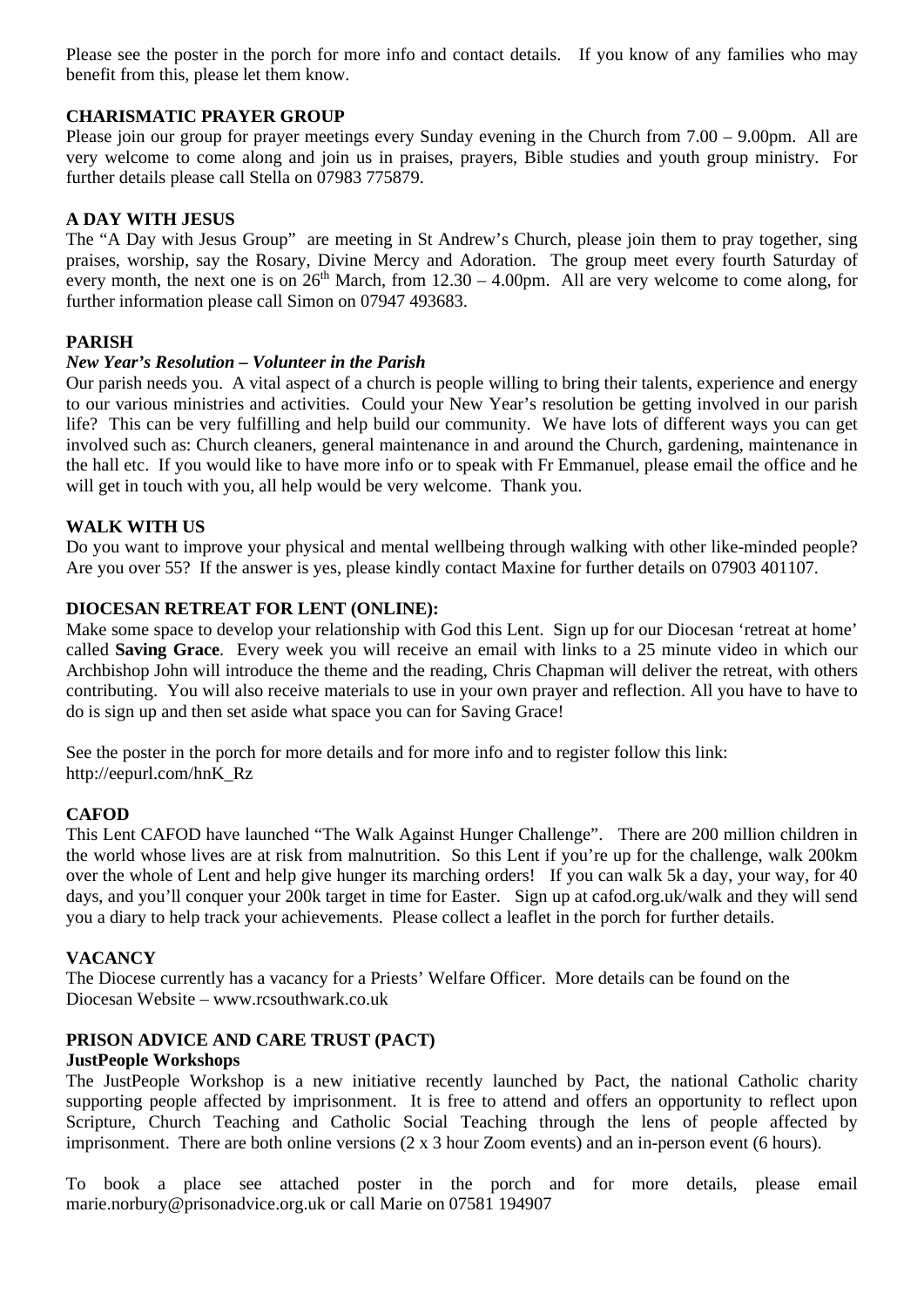Please see the poster in the porch for more info and contact details. If you know of any families who may benefit from this, please let them know.

**CHARISMATIC PRAYER GROUP**

Please join our group for prayer meetings every Sunday evening in the Church from 7.00 – 9.00pm. All are very welcome to come along and join us in praises, prayers, Bible studies and youth group ministry. For further details please call Stella on 07983 775879.

**A DAY WITH JESUS**

The "A Day with Jesus Group" are meeting in St Andrew's Church, please join them to pray together, sing praises, worship, say the Rosary, Divine Mercy and Adoration. The group meet every fourth Saturday of every month, the next one is on 26th March, from 12.30 – 4.00pm. All are very welcome to come along, for further information please call Simon on 07947 493683.

**PARISH**

***New Year's Resolution – Volunteer in the Parish***

Our parish needs you. A vital aspect of a church is people willing to bring their talents, experience and energy to our various ministries and activities. Could your New Year's resolution be getting involved in our parish life? This can be very fulfilling and help build our community. We have lots of different ways you can get involved such as: Church cleaners, general maintenance in and around the Church, gardening, maintenance in the hall etc. If you would like to have more info or to speak with Fr Emmanuel, please email the office and he will get in touch with you, all help would be very welcome. Thank you.

**WALK WITH US**

Do you want to improve your physical and mental wellbeing through walking with other like-minded people? Are you over 55? If the answer is yes, please kindly contact Maxine for further details on 07903 401107.

**DIOCESAN RETREAT FOR LENT (ONLINE):**

Make some space to develop your relationship with God this Lent. Sign up for our Diocesan 'retreat at home' called **Saving Grace**. Every week you will receive an email with links to a 25 minute video in which our Archbishop John will introduce the theme and the reading, Chris Chapman will deliver the retreat, with others contributing. You will also receive materials to use in your own prayer and reflection. All you have to have to do is sign up and then set aside what space you can for Saving Grace!

See the poster in the porch for more details and for more info and to register follow this link: http://eepurl.com/hnK_Rz

**CAFOD**

This Lent CAFOD have launched "The Walk Against Hunger Challenge". There are 200 million children in the world whose lives are at risk from malnutrition. So this Lent if you're up for the challenge, walk 200km over the whole of Lent and help give hunger its marching orders! If you can walk 5k a day, your way, for 40 days, and you'll conquer your 200k target in time for Easter. Sign up at cafod.org.uk/walk and they will send you a diary to help track your achievements. Please collect a leaflet in the porch for further details.

**VACANCY**

The Diocese currently has a vacancy for a Priests' Welfare Officer. More details can be found on the Diocesan Website – www.rcsouthwark.co.uk

**PRISON ADVICE AND CARE TRUST (PACT)**

**JustPeople Workshops**

The JustPeople Workshop is a new initiative recently launched by Pact, the national Catholic charity supporting people affected by imprisonment. It is free to attend and offers an opportunity to reflect upon Scripture, Church Teaching and Catholic Social Teaching through the lens of people affected by imprisonment. There are both online versions (2 x 3 hour Zoom events) and an in-person event (6 hours).

To book a place see attached poster in the porch and for more details, please email marie.norbury@prisonadvice.org.uk or call Marie on 07581 194907